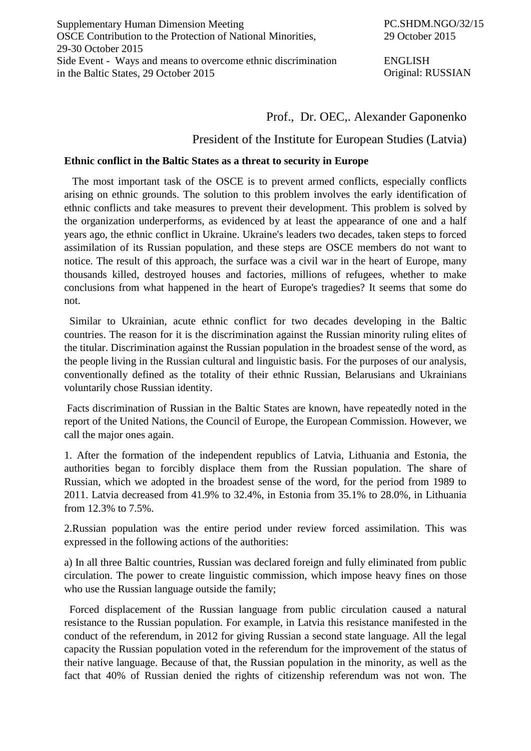Supplementary Human Dimension Meeting
OSCE Contribution to the Protection of National Minorities,
29-30 October 2015
Side Event - Ways and means to overcome ethnic discrimination in the Baltic States, 29 October 2015

PC.SHDM.NGO/32/15
29 October 2015

ENGLISH
Original: RUSSIAN

Prof., Dr. OEC,. Alexander Gaponenko

President of the Institute for European Studies (Latvia)

**Ethnic conflict in the Baltic States as a threat to security in Europe**

The most important task of the OSCE is to prevent armed conflicts, especially conflicts arising on ethnic grounds. The solution to this problem involves the early identification of ethnic conflicts and take measures to prevent their development. This problem is solved by the organization underperforms, as evidenced by at least the appearance of one and a half years ago, the ethnic conflict in Ukraine. Ukraine's leaders two decades, taken steps to forced assimilation of its Russian population, and these steps are OSCE members do not want to notice. The result of this approach, the surface was a civil war in the heart of Europe, many thousands killed, destroyed houses and factories, millions of refugees, whether to make conclusions from what happened in the heart of Europe's tragedies? It seems that some do not.

Similar to Ukrainian, acute ethnic conflict for two decades developing in the Baltic countries. The reason for it is the discrimination against the Russian minority ruling elites of the titular. Discrimination against the Russian population in the broadest sense of the word, as the people living in the Russian cultural and linguistic basis. For the purposes of our analysis, conventionally defined as the totality of their ethnic Russian, Belarusians and Ukrainians voluntarily chose Russian identity.

Facts discrimination of Russian in the Baltic States are known, have repeatedly noted in the report of the United Nations, the Council of Europe, the European Commission. However, we call the major ones again.

1. After the formation of the independent republics of Latvia, Lithuania and Estonia, the authorities began to forcibly displace them from the Russian population. The share of Russian, which we adopted in the broadest sense of the word, for the period from 1989 to 2011. Latvia decreased from 41.9% to 32.4%, in Estonia from 35.1% to 28.0%, in Lithuania from 12.3% to 7.5%.

2.Russian population was the entire period under review forced assimilation. This was expressed in the following actions of the authorities:

a) In all three Baltic countries, Russian was declared foreign and fully eliminated from public circulation. The power to create linguistic commission, which impose heavy fines on those who use the Russian language outside the family;

Forced displacement of the Russian language from public circulation caused a natural resistance to the Russian population. For example, in Latvia this resistance manifested in the conduct of the referendum, in 2012 for giving Russian a second state language. All the legal capacity the Russian population voted in the referendum for the improvement of the status of their native language. Because of that, the Russian population in the minority, as well as the fact that 40% of Russian denied the rights of citizenship referendum was not won. The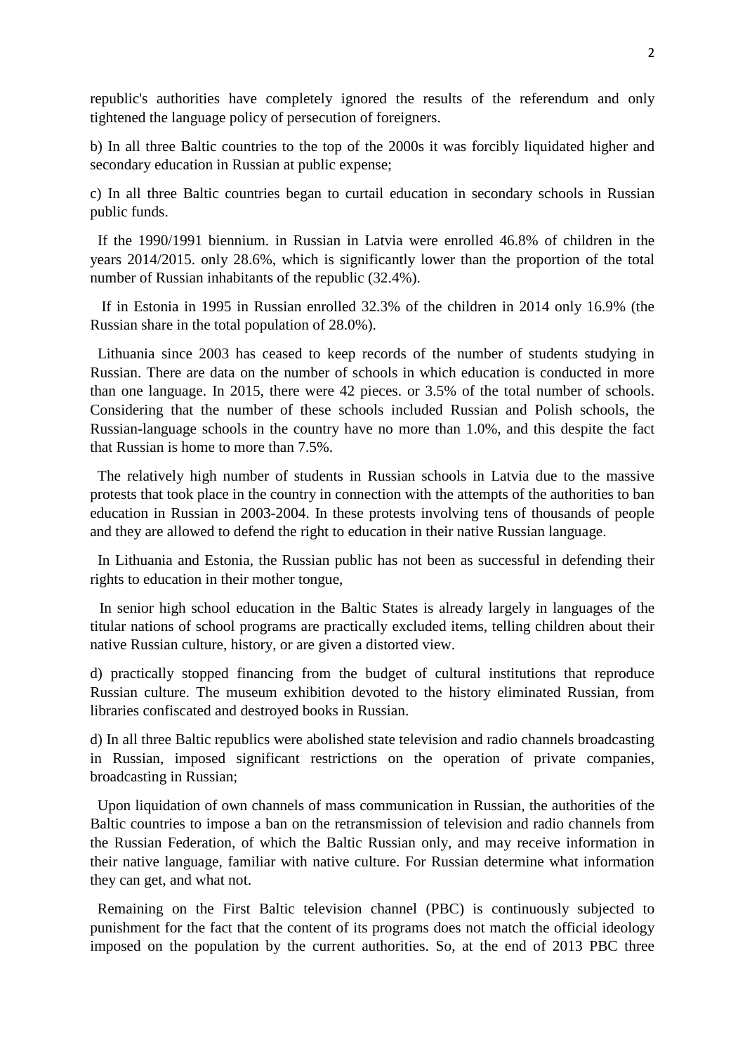republic's authorities have completely ignored the results of the referendum and only tightened the language policy of persecution of foreigners.

b) In all three Baltic countries to the top of the 2000s it was forcibly liquidated higher and secondary education in Russian at public expense;

c) In all three Baltic countries began to curtail education in secondary schools in Russian public funds.

If the 1990/1991 biennium. in Russian in Latvia were enrolled 46.8% of children in the years 2014/2015. only 28.6%, which is significantly lower than the proportion of the total number of Russian inhabitants of the republic (32.4%).

If in Estonia in 1995 in Russian enrolled 32.3% of the children in 2014 only 16.9% (the Russian share in the total population of 28.0%).

Lithuania since 2003 has ceased to keep records of the number of students studying in Russian. There are data on the number of schools in which education is conducted in more than one language. In 2015, there were 42 pieces. or 3.5% of the total number of schools. Considering that the number of these schools included Russian and Polish schools, the Russian-language schools in the country have no more than 1.0%, and this despite the fact that Russian is home to more than 7.5%.

The relatively high number of students in Russian schools in Latvia due to the massive protests that took place in the country in connection with the attempts of the authorities to ban education in Russian in 2003-2004. In these protests involving tens of thousands of people and they are allowed to defend the right to education in their native Russian language.

In Lithuania and Estonia, the Russian public has not been as successful in defending their rights to education in their mother tongue,

In senior high school education in the Baltic States is already largely in languages of the titular nations of school programs are practically excluded items, telling children about their native Russian culture, history, or are given a distorted view.

d) practically stopped financing from the budget of cultural institutions that reproduce Russian culture. The museum exhibition devoted to the history eliminated Russian, from libraries confiscated and destroyed books in Russian.

d) In all three Baltic republics were abolished state television and radio channels broadcasting in Russian, imposed significant restrictions on the operation of private companies, broadcasting in Russian;

Upon liquidation of own channels of mass communication in Russian, the authorities of the Baltic countries to impose a ban on the retransmission of television and radio channels from the Russian Federation, of which the Baltic Russian only, and may receive information in their native language, familiar with native culture. For Russian determine what information they can get, and what not.

Remaining on the First Baltic television channel (PBC) is continuously subjected to punishment for the fact that the content of its programs does not match the official ideology imposed on the population by the current authorities. So, at the end of 2013 PBC three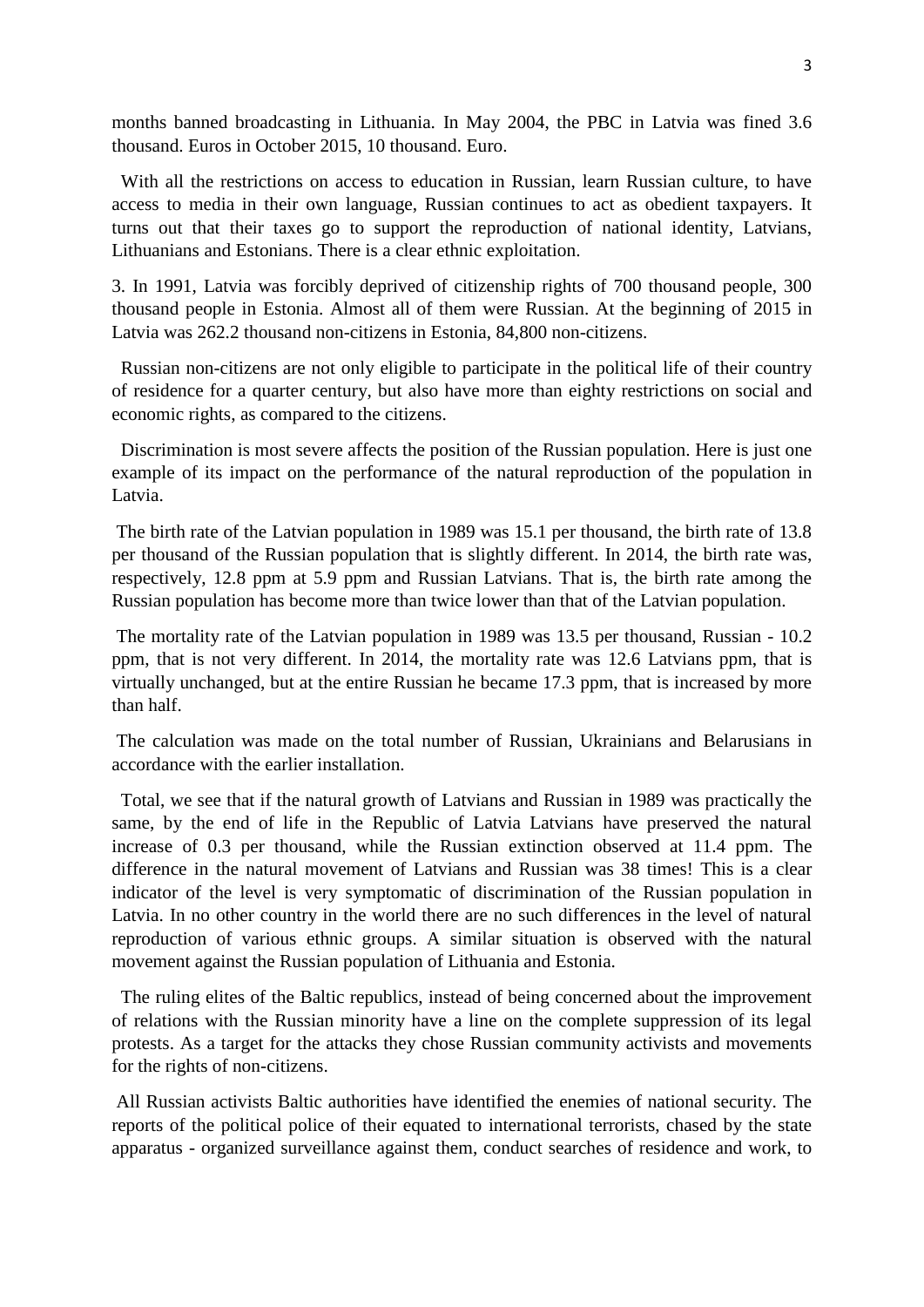months banned broadcasting in Lithuania. In May 2004, the PBC in Latvia was fined 3.6 thousand. Euros in October 2015, 10 thousand. Euro.

With all the restrictions on access to education in Russian, learn Russian culture, to have access to media in their own language, Russian continues to act as obedient taxpayers. It turns out that their taxes go to support the reproduction of national identity, Latvians, Lithuanians and Estonians. There is a clear ethnic exploitation.

3. In 1991, Latvia was forcibly deprived of citizenship rights of 700 thousand people, 300 thousand people in Estonia. Almost all of them were Russian. At the beginning of 2015 in Latvia was 262.2 thousand non-citizens in Estonia, 84,800 non-citizens.

Russian non-citizens are not only eligible to participate in the political life of their country of residence for a quarter century, but also have more than eighty restrictions on social and economic rights, as compared to the citizens.

Discrimination is most severe affects the position of the Russian population. Here is just one example of its impact on the performance of the natural reproduction of the population in Latvia.

The birth rate of the Latvian population in 1989 was 15.1 per thousand, the birth rate of 13.8 per thousand of the Russian population that is slightly different. In 2014, the birth rate was, respectively, 12.8 ppm at 5.9 ppm and Russian Latvians. That is, the birth rate among the Russian population has become more than twice lower than that of the Latvian population.

The mortality rate of the Latvian population in 1989 was 13.5 per thousand, Russian - 10.2 ppm, that is not very different. In 2014, the mortality rate was 12.6 Latvians ppm, that is virtually unchanged, but at the entire Russian he became 17.3 ppm, that is increased by more than half.

The calculation was made on the total number of Russian, Ukrainians and Belarusians in accordance with the earlier installation.

Total, we see that if the natural growth of Latvians and Russian in 1989 was practically the same, by the end of life in the Republic of Latvia Latvians have preserved the natural increase of 0.3 per thousand, while the Russian extinction observed at 11.4 ppm. The difference in the natural movement of Latvians and Russian was 38 times! This is a clear indicator of the level is very symptomatic of discrimination of the Russian population in Latvia. In no other country in the world there are no such differences in the level of natural reproduction of various ethnic groups. A similar situation is observed with the natural movement against the Russian population of Lithuania and Estonia.

The ruling elites of the Baltic republics, instead of being concerned about the improvement of relations with the Russian minority have a line on the complete suppression of its legal protests. As a target for the attacks they chose Russian community activists and movements for the rights of non-citizens.

All Russian activists Baltic authorities have identified the enemies of national security. The reports of the political police of their equated to international terrorists, chased by the state apparatus - organized surveillance against them, conduct searches of residence and work, to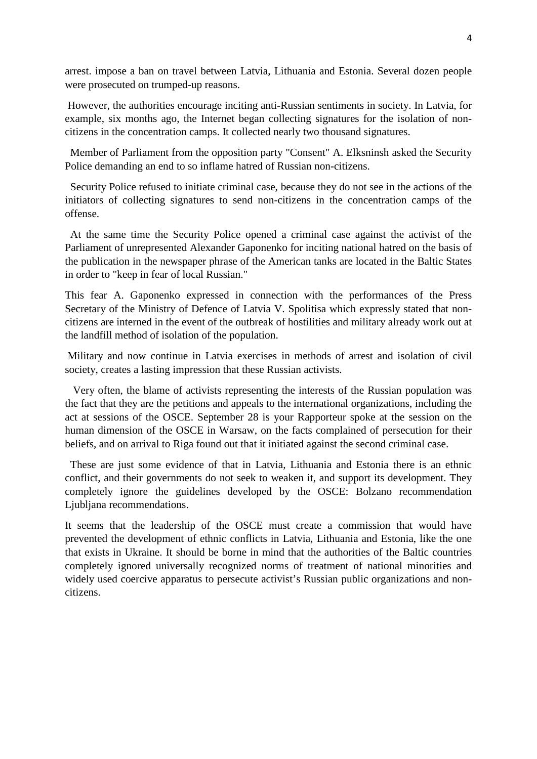arrest. impose a ban on travel between Latvia, Lithuania and Estonia. Several dozen people were prosecuted on trumped-up reasons.

However, the authorities encourage inciting anti-Russian sentiments in society. In Latvia, for example, six months ago, the Internet began collecting signatures for the isolation of non-citizens in the concentration camps. It collected nearly two thousand signatures.

Member of Parliament from the opposition party "Consent" A. Elksninsh asked the Security Police demanding an end to so inflame hatred of Russian non-citizens.

Security Police refused to initiate criminal case, because they do not see in the actions of the initiators of collecting signatures to send non-citizens in the concentration camps of the offense.

At the same time the Security Police opened a criminal case against the activist of the Parliament of unrepresented Alexander Gaponenko for inciting national hatred on the basis of the publication in the newspaper phrase of the American tanks are located in the Baltic States in order to "keep in fear of local Russian."

This fear A. Gaponenko expressed in connection with the performances of the Press Secretary of the Ministry of Defence of Latvia V. Spolitisa which expressly stated that non-citizens are interned in the event of the outbreak of hostilities and military already work out at the landfill method of isolation of the population.

Military and now continue in Latvia exercises in methods of arrest and isolation of civil society, creates a lasting impression that these Russian activists.

Very often, the blame of activists representing the interests of the Russian population was the fact that they are the petitions and appeals to the international organizations, including the act at sessions of the OSCE. September 28 is your Rapporteur spoke at the session on the human dimension of the OSCE in Warsaw, on the facts complained of persecution for their beliefs, and on arrival to Riga found out that it initiated against the second criminal case.

These are just some evidence of that in Latvia, Lithuania and Estonia there is an ethnic conflict, and their governments do not seek to weaken it, and support its development. They completely ignore the guidelines developed by the OSCE: Bolzano recommendation Ljubljana recommendations.

It seems that the leadership of the OSCE must create a commission that would have prevented the development of ethnic conflicts in Latvia, Lithuania and Estonia, like the one that exists in Ukraine. It should be borne in mind that the authorities of the Baltic countries completely ignored universally recognized norms of treatment of national minorities and widely used coercive apparatus to persecute activist's Russian public organizations and non-citizens.